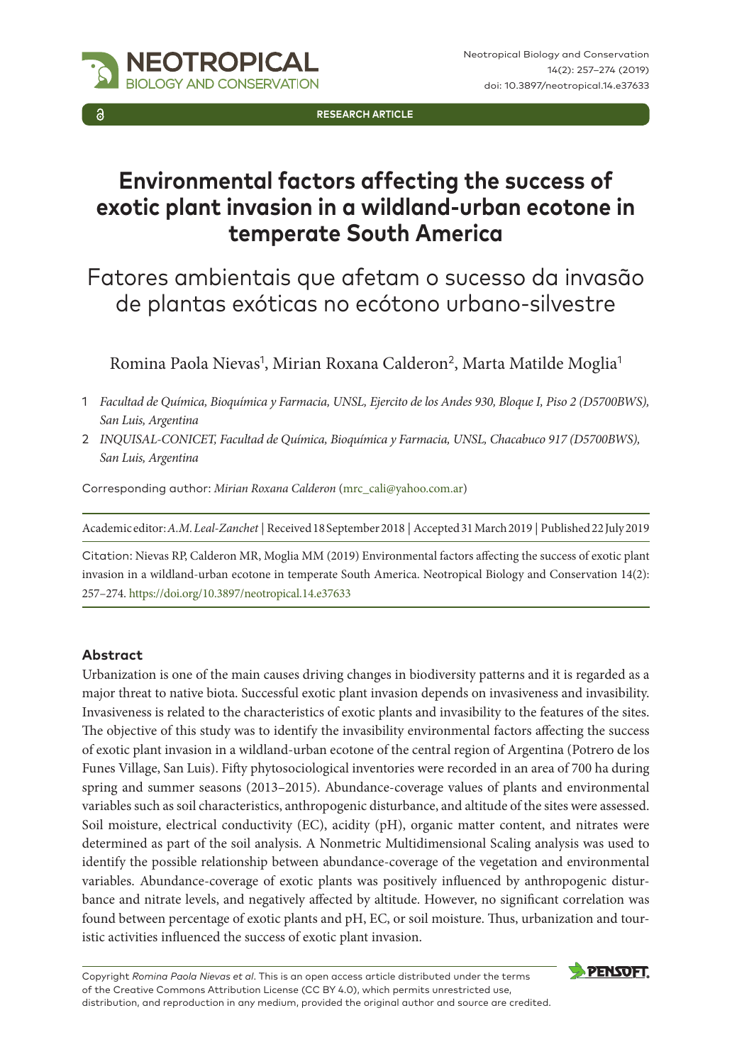RESEARCH ARTICLE

# Environmental factors affecting the success of exotic plant invasion in a wildland-urban ecotone in temperate South America

## Fatores ambientais que afetam o sucesso da invasão de plantas exóticas no ecótono urbano-silvestre

Romina Paola Nievas[1], Mirian Roxana Calderon[2], Marta Matilde Moglia[1]

1 *Facultad de Química, Bioquímica y Farmacia, UNSL, Ejercito de los Andes 930, Bloque I, Piso 2 (D5700BWS), San Luis, Argentina*

2 *INQUISAL-CONICET, Facultad de Química, Bioquímica y Farmacia, UNSL, Chacabuco 917 (D5700BWS), San Luis, Argentina*

Corresponding author: *Mirian Roxana Calderon* (mrc_cali@yahoo.com.ar)

Academic editor: *A.M. Leal-Zanchet* | Received 18 September 2018 | Accepted 31 March 2019 | Published 22 July 2019

Citation: Nievas RP, Calderon MR, Moglia MM (2019) Environmental factors affecting the success of exotic plant invasion in a wildland-urban ecotone in temperate South America. Neotropical Biology and Conservation 14(2): 257–274. https://doi.org/10.3897/neotropical.14.e37633

### Abstract

Urbanization is one of the main causes driving changes in biodiversity patterns and it is regarded as a major threat to native biota. Successful exotic plant invasion depends on invasiveness and invasibility. Invasiveness is related to the characteristics of exotic plants and invasibility to the features of the sites. The objective of this study was to identify the invasibility environmental factors affecting the success of exotic plant invasion in a wildland-urban ecotone of the central region of Argentina (Potrero de los Funes Village, San Luis). Fifty phytosociological inventories were recorded in an area of 700 ha during spring and summer seasons (2013–2015). Abundance-coverage values of plants and environmental variables such as soil characteristics, anthropogenic disturbance, and altitude of the sites were assessed. Soil moisture, electrical conductivity (EC), acidity (pH), organic matter content, and nitrates were determined as part of the soil analysis. A Nonmetric Multidimensional Scaling analysis was used to identify the possible relationship between abundance-coverage of the vegetation and environmental variables. Abundance-coverage of exotic plants was positively influenced by anthropogenic disturbance and nitrate levels, and negatively affected by altitude. However, no significant correlation was found between percentage of exotic plants and pH, EC, or soil moisture. Thus, urbanization and touristic activities influenced the success of exotic plant invasion.

Copyright *Romina Paola Nievas et al*. This is an open access article distributed under the terms of the Creative Commons Attribution License (CC BY 4.0), which permits unrestricted use, distribution, and reproduction in any medium, provided the original author and source are credited.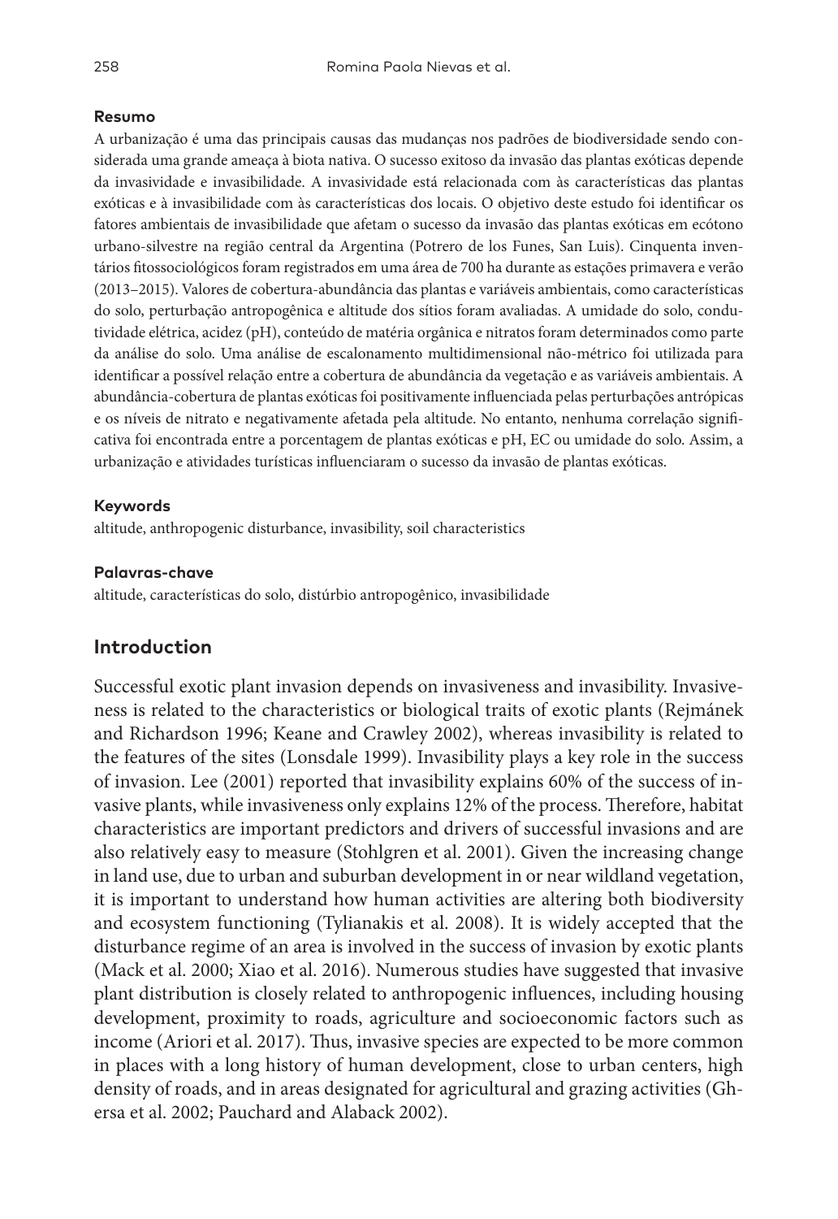**Resumo**

A urbanização é uma das principais causas das mudanças nos padrões de biodiversidade sendo considerada uma grande ameaça à biota nativa. O sucesso exitoso da invasão das plantas exóticas depende da invasividade e invasibilidade. A invasividade está relacionada com às características das plantas exóticas e à invasibilidade com às características dos locais. O objetivo deste estudo foi identificar os fatores ambientais de invasibilidade que afetam o sucesso da invasão das plantas exóticas em ecótono urbano-silvestre na região central da Argentina (Potrero de los Funes, San Luis). Cinquenta inventários fitossociológicos foram registrados em uma área de 700 ha durante as estações primavera e verão (2013–2015). Valores de cobertura-abundância das plantas e variáveis ambientais, como características do solo, perturbação antropogênica e altitude dos sítios foram avaliadas. A umidade do solo, condutividade elétrica, acidez (pH), conteúdo de matéria orgânica e nitratos foram determinados como parte da análise do solo. Uma análise de escalonamento multidimensional não-métrico foi utilizada para identificar a possível relação entre a cobertura de abundância da vegetação e as variáveis ambientais. A abundância-cobertura de plantas exóticas foi positivamente influenciada pelas perturbações antrópicas e os níveis de nitrato e negativamente afetada pela altitude. No entanto, nenhuma correlação significativa foi encontrada entre a porcentagem de plantas exóticas e pH, EC ou umidade do solo. Assim, a urbanização e atividades turísticas influenciaram o sucesso da invasão de plantas exóticas.

**Keywords**

altitude, anthropogenic disturbance, invasibility, soil characteristics

**Palavras-chave**

altitude, características do solo, distúrbio antropogênico, invasibilidade

## Introduction

Successful exotic plant invasion depends on invasiveness and invasibility. Invasiveness is related to the characteristics or biological traits of exotic plants (Rejmánek and Richardson 1996; Keane and Crawley 2002), whereas invasibility is related to the features of the sites (Lonsdale 1999). Invasibility plays a key role in the success of invasion. Lee (2001) reported that invasibility explains 60% of the success of invasive plants, while invasiveness only explains 12% of the process. Therefore, habitat characteristics are important predictors and drivers of successful invasions and are also relatively easy to measure (Stohlgren et al. 2001). Given the increasing change in land use, due to urban and suburban development in or near wildland vegetation, it is important to understand how human activities are altering both biodiversity and ecosystem functioning (Tylianakis et al. 2008). It is widely accepted that the disturbance regime of an area is involved in the success of invasion by exotic plants (Mack et al. 2000; Xiao et al. 2016). Numerous studies have suggested that invasive plant distribution is closely related to anthropogenic influences, including housing development, proximity to roads, agriculture and socioeconomic factors such as income (Ariori et al. 2017). Thus, invasive species are expected to be more common in places with a long history of human development, close to urban centers, high density of roads, and in areas designated for agricultural and grazing activities (Ghersa et al. 2002; Pauchard and Alaback 2002).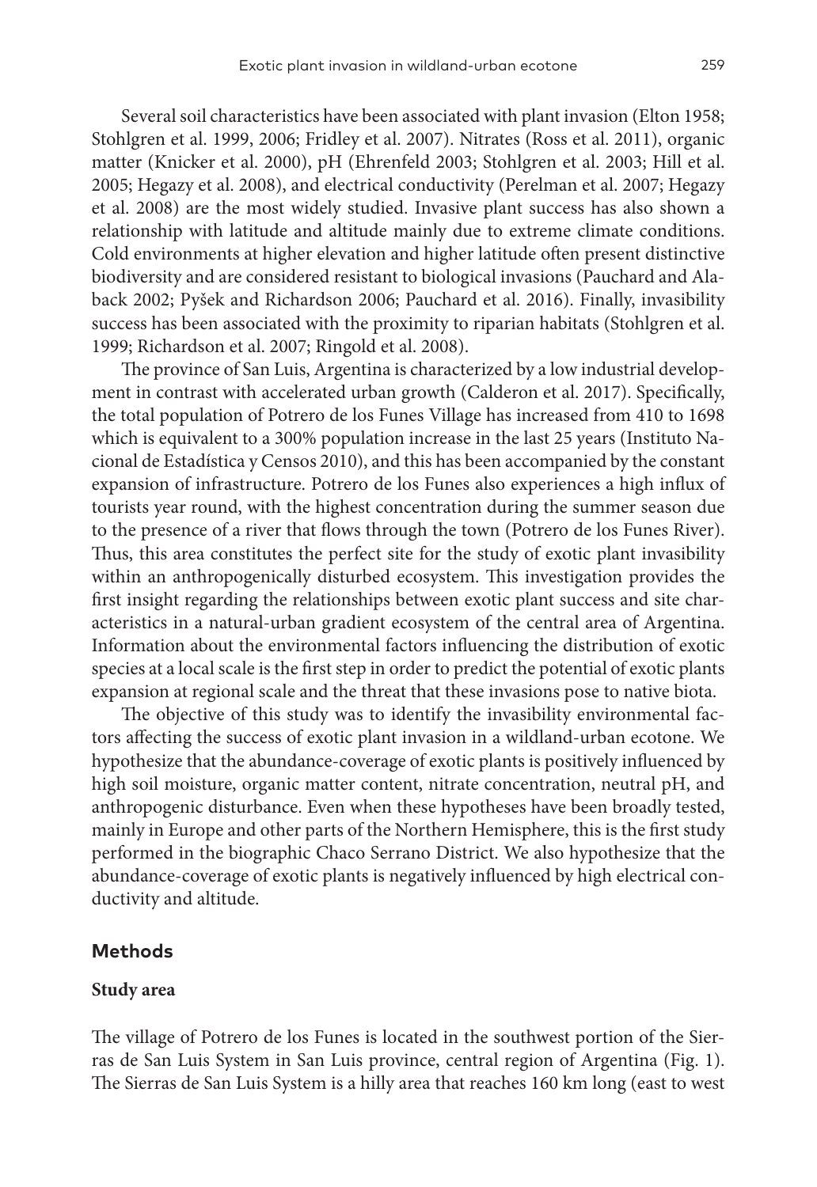Several soil characteristics have been associated with plant invasion (Elton 1958; Stohlgren et al. 1999, 2006; Fridley et al. 2007). Nitrates (Ross et al. 2011), organic matter (Knicker et al. 2000), pH (Ehrenfeld 2003; Stohlgren et al. 2003; Hill et al. 2005; Hegazy et al. 2008), and electrical conductivity (Perelman et al. 2007; Hegazy et al. 2008) are the most widely studied. Invasive plant success has also shown a relationship with latitude and altitude mainly due to extreme climate conditions. Cold environments at higher elevation and higher latitude often present distinctive biodiversity and are considered resistant to biological invasions (Pauchard and Alaback 2002; Pyšek and Richardson 2006; Pauchard et al. 2016). Finally, invasibility success has been associated with the proximity to riparian habitats (Stohlgren et al. 1999; Richardson et al. 2007; Ringold et al. 2008).

The province of San Luis, Argentina is characterized by a low industrial development in contrast with accelerated urban growth (Calderon et al. 2017). Specifically, the total population of Potrero de los Funes Village has increased from 410 to 1698 which is equivalent to a 300% population increase in the last 25 years (Instituto Nacional de Estadística y Censos 2010), and this has been accompanied by the constant expansion of infrastructure. Potrero de los Funes also experiences a high influx of tourists year round, with the highest concentration during the summer season due to the presence of a river that flows through the town (Potrero de los Funes River). Thus, this area constitutes the perfect site for the study of exotic plant invasibility within an anthropogenically disturbed ecosystem. This investigation provides the first insight regarding the relationships between exotic plant success and site characteristics in a natural-urban gradient ecosystem of the central area of Argentina. Information about the environmental factors influencing the distribution of exotic species at a local scale is the first step in order to predict the potential of exotic plants expansion at regional scale and the threat that these invasions pose to native biota.

The objective of this study was to identify the invasibility environmental factors affecting the success of exotic plant invasion in a wildland-urban ecotone. We hypothesize that the abundance-coverage of exotic plants is positively influenced by high soil moisture, organic matter content, nitrate concentration, neutral pH, and anthropogenic disturbance. Even when these hypotheses have been broadly tested, mainly in Europe and other parts of the Northern Hemisphere, this is the first study performed in the biographic Chaco Serrano District. We also hypothesize that the abundance-coverage of exotic plants is negatively influenced by high electrical conductivity and altitude.

## Methods

### Study area

The village of Potrero de los Funes is located in the southwest portion of the Sierras de San Luis System in San Luis province, central region of Argentina (Fig. 1). The Sierras de San Luis System is a hilly area that reaches 160 km long (east to west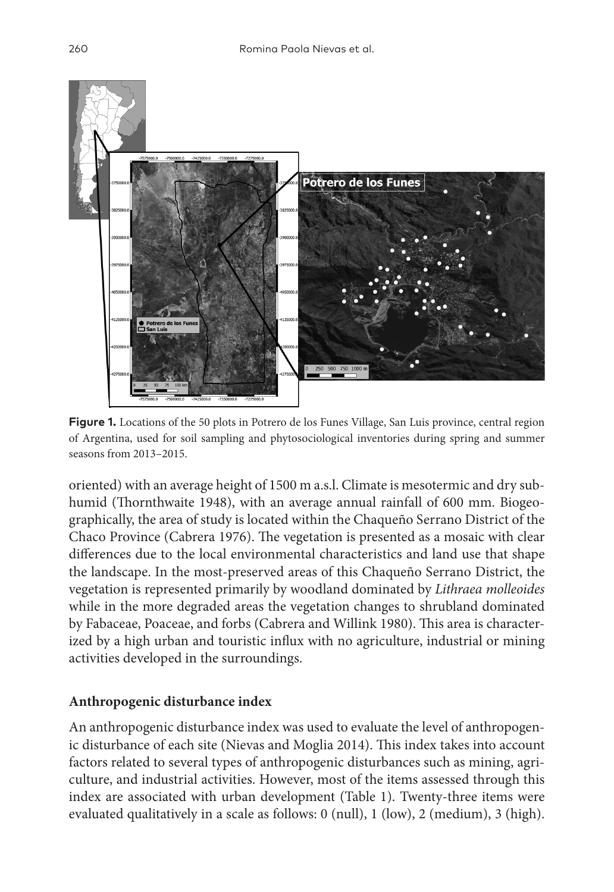**Figure 1.** Locations of the 50 plots in Potrero de los Funes Village, San Luis province, central region of Argentina, used for soil sampling and phytosociological inventories during spring and summer seasons from 2013–2015.

oriented) with an average height of 1500 m a.s.l. Climate is mesotermic and dry subhumid (Thornthwaite 1948), with an average annual rainfall of 600 mm. Biogeographically, the area of study is located within the Chaqueño Serrano District of the Chaco Province (Cabrera 1976). The vegetation is presented as a mosaic with clear differences due to the local environmental characteristics and land use that shape the landscape. In the most-preserved areas of this Chaqueño Serrano District, the vegetation is represented primarily by woodland dominated by *Lithraea molleoides* while in the more degraded areas the vegetation changes to shrubland dominated by Fabaceae, Poaceae, and forbs (Cabrera and Willink 1980). This area is characterized by a high urban and touristic influx with no agriculture, industrial or mining activities developed in the surroundings.

### Anthropogenic disturbance index

An anthropogenic disturbance index was used to evaluate the level of anthropogenic disturbance of each site (Nievas and Moglia 2014). This index takes into account factors related to several types of anthropogenic disturbances such as mining, agriculture, and industrial activities. However, most of the items assessed through this index are associated with urban development (Table 1). Twenty-three items were evaluated qualitatively in a scale as follows: 0 (null), 1 (low), 2 (medium), 3 (high).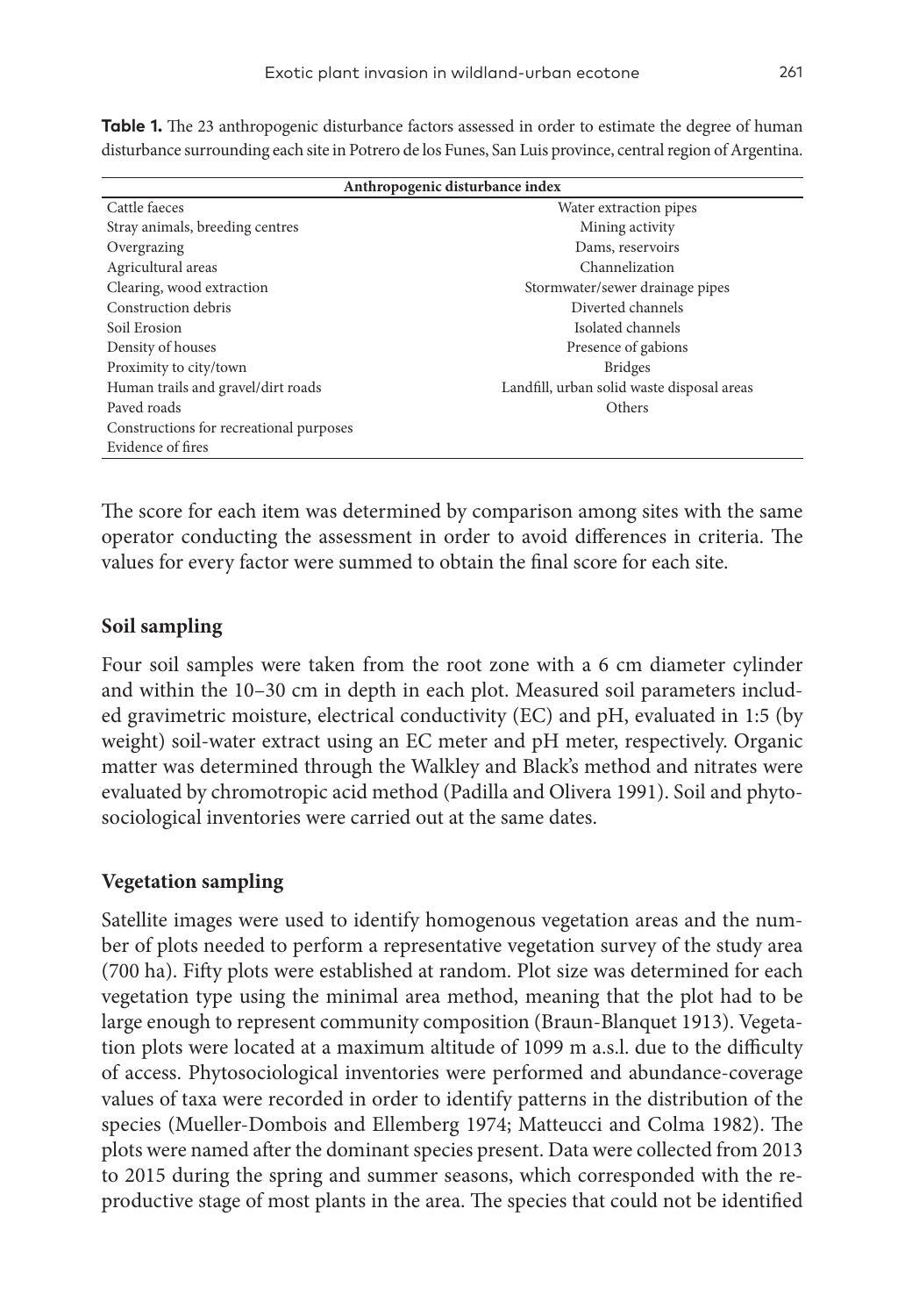**Table 1.** The 23 anthropogenic disturbance factors assessed in order to estimate the degree of human disturbance surrounding each site in Potrero de los Funes, San Luis province, central region of Argentina.

| Anthropogenic disturbance index | |
|---|---|
| Cattle faeces | Water extraction pipes |
| Stray animals, breeding centres | Mining activity |
| Overgrazing | Dams, reservoirs |
| Agricultural areas | Channelization |
| Clearing, wood extraction | Stormwater/sewer drainage pipes |
| Construction debris | Diverted channels |
| Soil Erosion | Isolated channels |
| Density of houses | Presence of gabions |
| Proximity to city/town | Bridges |
| Human trails and gravel/dirt roads | Landfill, urban solid waste disposal areas |
| Paved roads | Others |
| Constructions for recreational purposes | |
| Evidence of fires | |

The score for each item was determined by comparison among sites with the same operator conducting the assessment in order to avoid differences in criteria. The values for every factor were summed to obtain the final score for each site.

### Soil sampling

Four soil samples were taken from the root zone with a 6 cm diameter cylinder and within the 10–30 cm in depth in each plot. Measured soil parameters included gravimetric moisture, electrical conductivity (EC) and pH, evaluated in 1:5 (by weight) soil-water extract using an EC meter and pH meter, respectively. Organic matter was determined through the Walkley and Black's method and nitrates were evaluated by chromotropic acid method (Padilla and Olivera 1991). Soil and phytosociological inventories were carried out at the same dates.

### Vegetation sampling

Satellite images were used to identify homogenous vegetation areas and the number of plots needed to perform a representative vegetation survey of the study area (700 ha). Fifty plots were established at random. Plot size was determined for each vegetation type using the minimal area method, meaning that the plot had to be large enough to represent community composition (Braun-Blanquet 1913). Vegetation plots were located at a maximum altitude of 1099 m a.s.l. due to the difficulty of access. Phytosociological inventories were performed and abundance-coverage values of taxa were recorded in order to identify patterns in the distribution of the species (Mueller-Dombois and Ellemberg 1974; Matteucci and Colma 1982). The plots were named after the dominant species present. Data were collected from 2013 to 2015 during the spring and summer seasons, which corresponded with the reproductive stage of most plants in the area. The species that could not be identified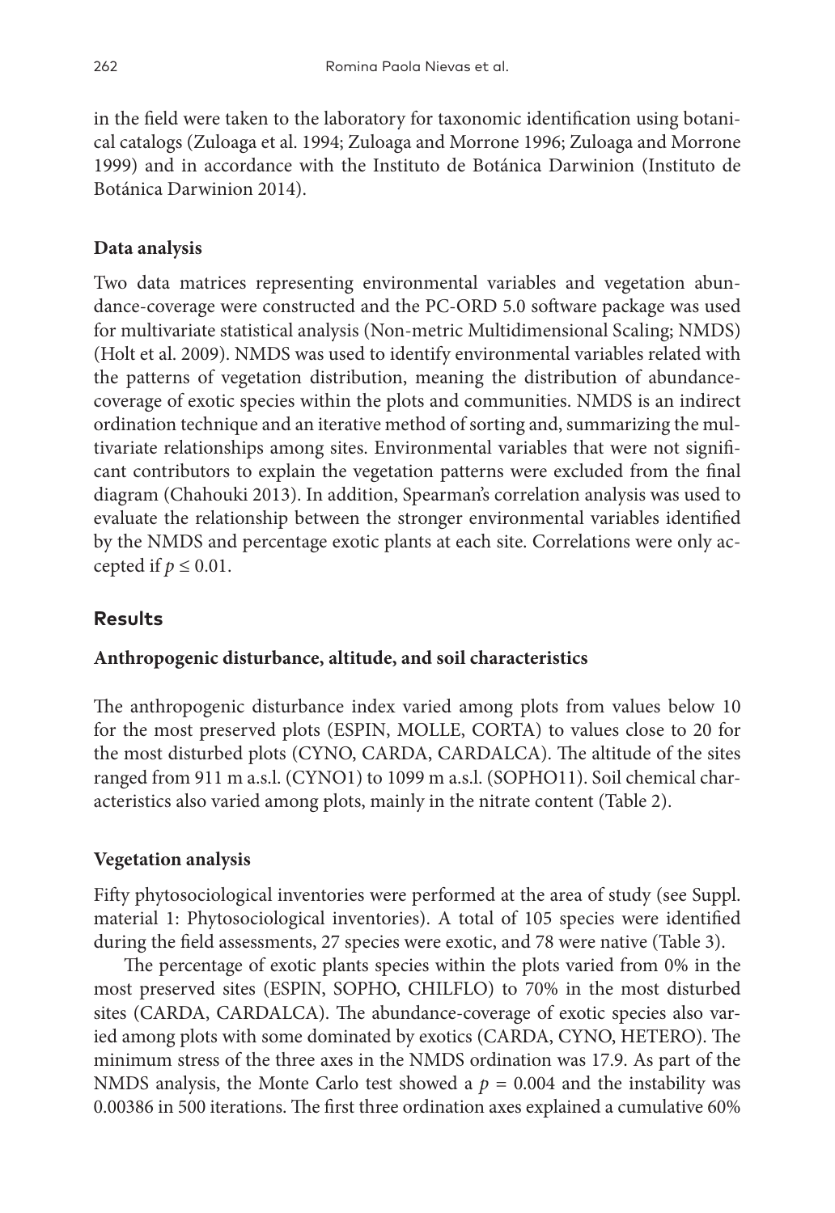in the field were taken to the laboratory for taxonomic identification using botanical catalogs (Zuloaga et al. 1994; Zuloaga and Morrone 1996; Zuloaga and Morrone 1999) and in accordance with the Instituto de Botánica Darwinion (Instituto de Botánica Darwinion 2014).

### Data analysis

Two data matrices representing environmental variables and vegetation abundance-coverage were constructed and the PC-ORD 5.0 software package was used for multivariate statistical analysis (Non-metric Multidimensional Scaling; NMDS) (Holt et al. 2009). NMDS was used to identify environmental variables related with the patterns of vegetation distribution, meaning the distribution of abundance-coverage of exotic species within the plots and communities. NMDS is an indirect ordination technique and an iterative method of sorting and, summarizing the multivariate relationships among sites. Environmental variables that were not significant contributors to explain the vegetation patterns were excluded from the final diagram (Chahouki 2013). In addition, Spearman's correlation analysis was used to evaluate the relationship between the stronger environmental variables identified by the NMDS and percentage exotic plants at each site. Correlations were only accepted if $p \leq 0.01$.

## Results

### Anthropogenic disturbance, altitude, and soil characteristics

The anthropogenic disturbance index varied among plots from values below 10 for the most preserved plots (ESPIN, MOLLE, CORTA) to values close to 20 for the most disturbed plots (CYNO, CARDA, CARDALCA). The altitude of the sites ranged from 911 m a.s.l. (CYNO1) to 1099 m a.s.l. (SOPHO11). Soil chemical characteristics also varied among plots, mainly in the nitrate content (Table 2).

### Vegetation analysis

Fifty phytosociological inventories were performed at the area of study (see Suppl. material 1: Phytosociological inventories). A total of 105 species were identified during the field assessments, 27 species were exotic, and 78 were native (Table 3).

The percentage of exotic plants species within the plots varied from 0% in the most preserved sites (ESPIN, SOPHO, CHILFLO) to 70% in the most disturbed sites (CARDA, CARDALCA). The abundance-coverage of exotic species also varied among plots with some dominated by exotics (CARDA, CYNO, HETERO). The minimum stress of the three axes in the NMDS ordination was 17.9. As part of the NMDS analysis, the Monte Carlo test showed a $p = 0.004$ and the instability was 0.00386 in 500 iterations. The first three ordination axes explained a cumulative 60%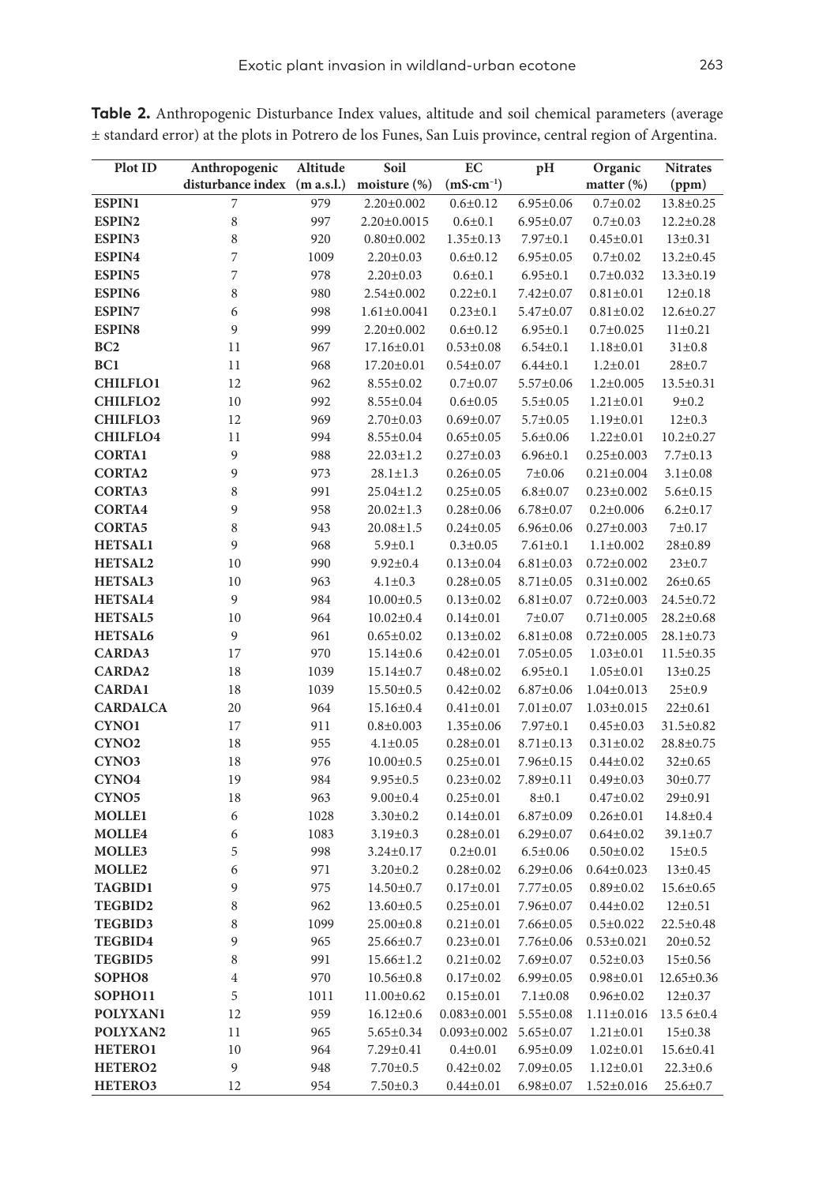**Table 2.** Anthropogenic Disturbance Index values, altitude and soil chemical parameters (average ± standard error) at the plots in Potrero de los Funes, San Luis province, central region of Argentina.

| Plot ID | Anthropogenic disturbance index | Altitude (m a.s.l.) | Soil moisture (%) | EC ($mS \cdot cm^{-1}$) | pH | Organic matter (%) | Nitrates (ppm) |
|---|---|---|---|---|---|---|---|
| **ESPIN1** | 7 | 979 | 2.20±0.002 | 0.6±0.12 | 6.95±0.06 | 0.7±0.02 | 13.8±0.25 |
| **ESPIN2** | 8 | 997 | 2.20±0.0015 | 0.6±0.1 | 6.95±0.07 | 0.7±0.03 | 12.2±0.28 |
| **ESPIN3** | 8 | 920 | 0.80±0.002 | 1.35±0.13 | 7.97±0.1 | 0.45±0.01 | 13±0.31 |
| **ESPIN4** | 7 | 1009 | 2.20±0.03 | 0.6±0.12 | 6.95±0.05 | 0.7±0.02 | 13.2±0.45 |
| **ESPIN5** | 7 | 978 | 2.20±0.03 | 0.6±0.1 | 6.95±0.1 | 0.7±0.032 | 13.3±0.19 |
| **ESPIN6** | 8 | 980 | 2.54±0.002 | 0.22±0.1 | 7.42±0.07 | 0.81±0.01 | 12±0.18 |
| **ESPIN7** | 6 | 998 | 1.61±0.0041 | 0.23±0.1 | 5.47±0.07 | 0.81±0.02 | 12.6±0.27 |
| **ESPIN8** | 9 | 999 | 2.20±0.002 | 0.6±0.12 | 6.95±0.1 | 0.7±0.025 | 11±0.21 |
| **BC2** | 11 | 967 | 17.16±0.01 | 0.53±0.08 | 6.54±0.1 | 1.18±0.01 | 31±0.8 |
| **BC1** | 11 | 968 | 17.20±0.01 | 0.54±0.07 | 6.44±0.1 | 1.2±0.01 | 28±0.7 |
| **CHILFLO1** | 12 | 962 | 8.55±0.02 | 0.7±0.07 | 5.57±0.06 | 1.2±0.005 | 13.5±0.31 |
| **CHILFLO2** | 10 | 992 | 8.55±0.04 | 0.6±0.05 | 5.5±0.05 | 1.21±0.01 | 9±0.2 |
| **CHILFLO3** | 12 | 969 | 2.70±0.03 | 0.69±0.07 | 5.7±0.05 | 1.19±0.01 | 12±0.3 |
| **CHILFLO4** | 11 | 994 | 8.55±0.04 | 0.65±0.05 | 5.6±0.06 | 1.22±0.01 | 10.2±0.27 |
| **CORTA1** | 9 | 988 | 22.03±1.2 | 0.27±0.03 | 6.96±0.1 | 0.25±0.003 | 7.7±0.13 |
| **CORTA2** | 9 | 973 | 28.1±1.3 | 0.26±0.05 | 7±0.06 | 0.21±0.004 | 3.1±0.08 |
| **CORTA3** | 8 | 991 | 25.04±1.2 | 0.25±0.05 | 6.8±0.07 | 0.23±0.002 | 5.6±0.15 |
| **CORTA4** | 9 | 958 | 20.02±1.3 | 0.28±0.06 | 6.78±0.07 | 0.2±0.006 | 6.2±0.17 |
| **CORTA5** | 8 | 943 | 20.08±1.5 | 0.24±0.05 | 6.96±0.06 | 0.27±0.003 | 7±0.17 |
| **HETSAL1** | 9 | 968 | 5.9±0.1 | 0.3±0.05 | 7.61±0.1 | 1.1±0.002 | 28±0.89 |
| **HETSAL2** | 10 | 990 | 9.92±0.4 | 0.13±0.04 | 6.81±0.03 | 0.72±0.002 | 23±0.7 |
| **HETSAL3** | 10 | 963 | 4.1±0.3 | 0.28±0.05 | 8.71±0.05 | 0.31±0.002 | 26±0.65 |
| **HETSAL4** | 9 | 984 | 10.00±0.5 | 0.13±0.02 | 6.81±0.07 | 0.72±0.003 | 24.5±0.72 |
| **HETSAL5** | 10 | 964 | 10.02±0.4 | 0.14±0.01 | 7±0.07 | 0.71±0.005 | 28.2±0.68 |
| **HETSAL6** | 9 | 961 | 0.65±0.02 | 0.13±0.02 | 6.81±0.08 | 0.72±0.005 | 28.1±0.73 |
| **CARDA3** | 17 | 970 | 15.14±0.6 | 0.42±0.01 | 7.05±0.05 | 1.03±0.01 | 11.5±0.35 |
| **CARDA2** | 18 | 1039 | 15.14±0.7 | 0.48±0.02 | 6.95±0.1 | 1.05±0.01 | 13±0.25 |
| **CARDA1** | 18 | 1039 | 15.50±0.5 | 0.42±0.02 | 6.87±0.06 | 1.04±0.013 | 25±0.9 |
| **CARDALCA** | 20 | 964 | 15.16±0.4 | 0.41±0.01 | 7.01±0.07 | 1.03±0.015 | 22±0.61 |
| **CYNO1** | 17 | 911 | 0.8±0.003 | 1.35±0.06 | 7.97±0.1 | 0.45±0.03 | 31.5±0.82 |
| **CYNO2** | 18 | 955 | 4.1±0.05 | 0.28±0.01 | 8.71±0.13 | 0.31±0.02 | 28.8±0.75 |
| **CYNO3** | 18 | 976 | 10.00±0.5 | 0.25±0.01 | 7.96±0.15 | 0.44±0.02 | 32±0.65 |
| **CYNO4** | 19 | 984 | 9.95±0.5 | 0.23±0.02 | 7.89±0.11 | 0.49±0.03 | 30±0.77 |
| **CYNO5** | 18 | 963 | 9.00±0.4 | 0.25±0.01 | 8±0.1 | 0.47±0.02 | 29±0.91 |
| **MOLLE1** | 6 | 1028 | 3.30±0.2 | 0.14±0.01 | 6.87±0.09 | 0.26±0.01 | 14.8±0.4 |
| **MOLLE4** | 6 | 1083 | 3.19±0.3 | 0.28±0.01 | 6.29±0.07 | 0.64±0.02 | 39.1±0.7 |
| **MOLLE3** | 5 | 998 | 3.24±0.17 | 0.2±0.01 | 6.5±0.06 | 0.50±0.02 | 15±0.5 |
| **MOLLE2** | 6 | 971 | 3.20±0.2 | 0.28±0.02 | 6.29±0.06 | 0.64±0.023 | 13±0.45 |
| **TAGBID1** | 9 | 975 | 14.50±0.7 | 0.17±0.01 | 7.77±0.05 | 0.89±0.02 | 15.6±0.65 |
| **TEGBID2** | 8 | 962 | 13.60±0.5 | 0.25±0.01 | 7.96±0.07 | 0.44±0.02 | 12±0.51 |
| **TEGBID3** | 8 | 1099 | 25.00±0.8 | 0.21±0.01 | 7.66±0.05 | 0.5±0.022 | 22.5±0.48 |
| **TEGBID4** | 9 | 965 | 25.66±0.7 | 0.23±0.01 | 7.76±0.06 | 0.53±0.021 | 20±0.52 |
| **TEGBID5** | 8 | 991 | 15.66±1.2 | 0.21±0.02 | 7.69±0.07 | 0.52±0.03 | 15±0.56 |
| **SOPHO8** | 4 | 970 | 10.56±0.8 | 0.17±0.02 | 6.99±0.05 | 0.98±0.01 | 12.65±0.36 |
| **SOPHO11** | 5 | 1011 | 11.00±0.62 | 0.15±0.01 | 7.1±0.08 | 0.96±0.02 | 12±0.37 |
| **POLYXAN1** | 12 | 959 | 16.12±0.6 | 0.083±0.001 | 5.55±0.08 | 1.11±0.016 | 13.5 6±0.4 |
| **POLYXAN2** | 11 | 965 | 5.65±0.34 | 0.093±0.002 | 5.65±0.07 | 1.21±0.01 | 15±0.38 |
| **HETERO1** | 10 | 964 | 7.29±0.41 | 0.4±0.01 | 6.95±0.09 | 1.02±0.01 | 15.6±0.41 |
| **HETERO2** | 9 | 948 | 7.70±0.5 | 0.42±0.02 | 7.09±0.05 | 1.12±0.01 | 22.3±0.6 |
| **HETERO3** | 12 | 954 | 7.50±0.3 | 0.44±0.01 | 6.98±0.07 | 1.52±0.016 | 25.6±0.7 |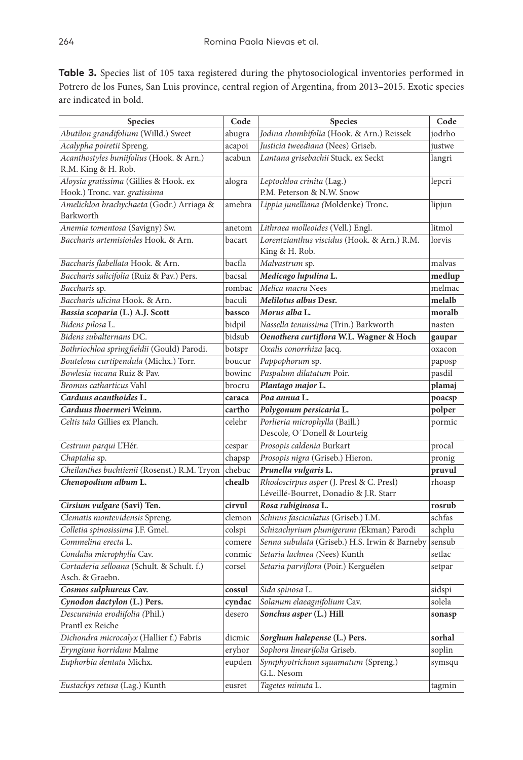**Table 3.** Species list of 105 taxa registered during the phytosociological inventories performed in Potrero de los Funes, San Luis province, central region of Argentina, from 2013–2015. Exotic species are indicated in bold.

| Species | Code | Species | Code |
|---|---|---|---|
| *Abutilon grandifolium* (Willd.) Sweet | abugra | *Jodina rhombifolia* (Hook. & Arn.) Reissek | jodrho |
| *Acalypha poiretii* Spreng. | acapoi | *Justicia tweediana* (Nees) Griseb. | justwe |
| *Acanthostyles buniifolius* (Hook. & Arn.) R.M. King & H. Rob. | acabun | *Lantana grisebachii* Stuck. ex Seckt | langri |
| *Aloysia gratissima* (Gillies & Hook. ex Hook.) Tronc. var. *gratissima* | alogra | *Leptochloa crinita* (Lag.) P.M. Peterson & N.W. Snow | lepcri |
| *Amelichloa brachychaeta* (Godr.) Arriaga & Barkworth | amebra | *Lippia junelliana (*Moldenke) Tronc. | lipjun |
| *Anemia tomentosa* (Savigny) Sw. | anetom | *Lithraea molleoides* (Vell.) Engl. | litmol |
| *Baccharis artemisioides* Hook. & Arn. | bacart | *Lorentzianthus viscidus* (Hook. & Arn.) R.M. King & H. Rob. | lorvis |
| *Baccharis flabellata* Hook. & Arn. | bacfla | *Malvastrum* sp. | malvas |
| *Baccharis salicifolia* (Ruiz & Pav.) Pers. | bacsal | ***Medicago lupulina* L.** | **medlup** |
| *Baccharis* sp. | rombac | *Melica macra* Nees | melmac |
| *Baccharis ulicina* Hook. & Arn. | baculi | ***Melilotus albus* Desr.** | **melalb** |
| ***Bassia scoparia* (L.) A.J. Scott** | **bassco** | ***Morus alba* L.** | **moralb** |
| *Bidens pilosa* L. | bidpil | *Nassella tenuissima* (Trin.) Barkworth | nasten |
| *Bidens subalternans* DC. | bidsub | ***Oenothera curtiflora* W.L. Wagner & Hoch** | **gaupar** |
| *Bothriochloa springfieldii* (Gould) Parodi. | botspr | *Oxalis conorrhiza* Jacq. | oxacon |
| *Bouteloua curtipendula* (Michx.) Torr. | boucur | *Pappophorum* sp. | paposp |
| *Bowlesia incana* Ruiz & Pav. | bowinc | *Paspalum dilatatum* Poir. | pasdil |
| *Bromus catharticus* Vahl | brocru | ***Plantago major* L.** | **plamaj** |
| ***Carduus acanthoides* L.** | **caraca** | ***Poa annua* L.** | **poacsp** |
| ***Carduus thoermeri* Weinm.** | **cartho** | ***Polygonum persicaria* L.** | **polper** |
| *Celtis tala* Gillies ex Planch. | celehr | *Porlieria microphylla* (Baill.) Descole, O´Donell & Lourteig | pormic |
| *Cestrum parqui* L'Hér. | cespar | *Prosopis caldenia* Burkart | procal |
| *Chaptalia* sp. | chapsp | *Prosopis nigra* (Griseb.) Hieron. | pronig |
| *Cheilanthes buchtienii* (Rosenst.) R.M. Tryon | chebuc | ***Prunella vulgaris* L.** | **pruvul** |
| ***Chenopodium album* L.** | **chealb** | *Rhodoscirpus asper* (J. Presl & C. Presl) Léveillé-Bourret, Donadío & J.R. Starr | rhoasp |
| ***Cirsium vulgare* (Savi) Ten.** | **cirvul** | ***Rosa rubiginosa* L.** | **rosrub** |
| *Clematis montevidensis* Spreng. | clemon | *Schinus fasciculatus* (Griseb.) I.M. | schfas |
| *Colletia spinosissima* J.F. Gmel. | colspi | *Schizachyrium plumigerum (*Ekman) Parodi | schplu |
| *Commelina erecta* L. | comere | *Senna subulata* (Griseb.) H.S. Irwin & Barneby | sensub |
| *Condalia microphylla* Cav. | conmic | *Setaria lachnea (*Nees) Kunth | setlac |
| *Cortaderia selloana* (Schult. & Schult. f.) Asch. & Graebn. | corsel | *Setaria parviflora* (Poir.) Kerguélen | setpar |
| ***Cosmos sulphureus* Cav.** | **cossul** | *Sida spinosa* L. | sidspi |
| ***Cynodon dactylon* (L.) Pers.** | **cyndac** | *Solanum elaeagnifolium* Cav. | solela |
| *Descurainia erodiifolia (*Phil.) Prantl ex Reiche | desero | ***Sonchus asper* (L.) Hill** | **sonasp** |
| *Dichondra microcalyx* (Hallier f.) Fabris | dicmic | ***Sorghum halepense* (L.) Pers.** | **sorhal** |
| *Eryngium horridum* Malme | eryhor | *Sophora linearifolia* Griseb. | soplin |
| *Euphorbia dentata* Michx. | eupden | *Symphyotrichum squamatum* (Spreng.) G.L. Nesom | symsqu |
| *Eustachys retusa* (Lag.) Kunth | eusret | *Tagetes minuta* L. | tagmin |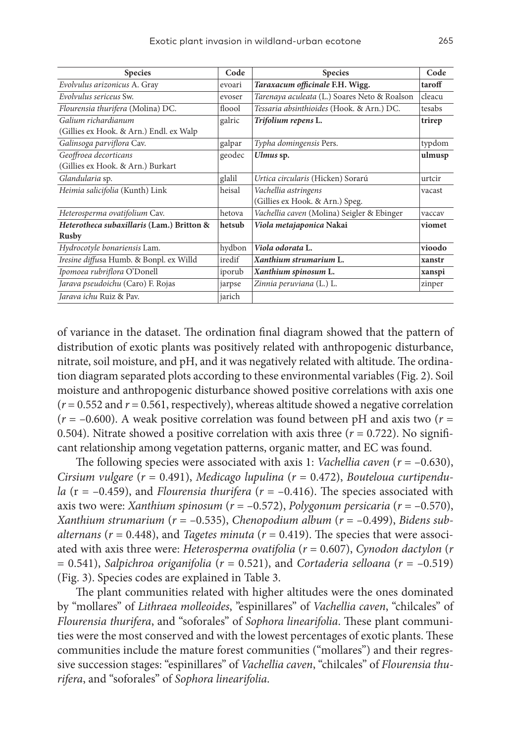| Species | Code | Species | Code |
|---|---|---|---|
| *Evolvulus arizonicus* A. Gray | evoari | ***Taraxacum officinale* F.H. Wigg.** | **taroff** |
| *Evolvulus sericeus* Sw. | evoser | *Tarenaya aculeata* (L.) Soares Neto & Roalson | cleacu |
| *Flourensia thurifera* (Molina) DC. | floool | *Tessaria absinthioides* (Hook. & Arn.) DC. | tesabs |
| *Galium richardianum* (Gillies ex Hook. & Arn.) Endl. ex Walp | galric | ***Trifolium repens* L.** | **trirep** |
| *Galinsoga parviflora* Cav. | galpar | *Typha domingensis* Pers. | typdom |
| *Geoffroea decorticans* (Gillies ex Hook. & Arn.) Burkart | geodec | ***Ulmus* sp.** | **ulmusp** |
| *Glandularia* sp. | glalil | *Urtica circularis* (Hicken) Sorarú | urtcir |
| *Heimia salicifolia* (Kunth) Link | heisal | *Vachellia astringens* (Gillies ex Hook. & Arn.) Speg. | vacast |
| *Heterosperma ovatifolium* Cav. | hetova | *Vachellia caven* (Molina) Seigler & Ebinger | vaccav |
| ***Heterotheca subaxillaris* (Lam.) Britton & Rusby** | **hetsub** | ***Viola metajaponica* Nakai** | **viomet** |
| *Hydrocotyle bonariensis* Lam. | hydbon | ***Viola odorata* L.** | **vioodo** |
| *Iresine diffusa* Humb. & Bonpl. ex Willd | iredif | ***Xanthium strumarium* L.** | **xanstr** |
| *Ipomoea rubriflora* O'Donell | iporub | ***Xanthium spinosum* L.** | **xanspi** |
| *Jarava pseudoichu* (Caro) F. Rojas | jarpse | *Zinnia peruviana* (L.) L. | zinper |
| *Jarava ichu* Ruiz & Pav. | jarich | | |

of variance in the dataset. The ordination final diagram showed that the pattern of distribution of exotic plants was positively related with anthropogenic disturbance, nitrate, soil moisture, and pH, and it was negatively related with altitude. The ordination diagram separated plots according to these environmental variables (Fig. 2). Soil moisture and anthropogenic disturbance showed positive correlations with axis one ($r = 0.552$ and $r = 0.561$, respectively), whereas altitude showed a negative correlation ($r = -0.600$). A weak positive correlation was found between pH and axis two ($r = 0.504$). Nitrate showed a positive correlation with axis three ($r = 0.722$). No significant relationship among vegetation patterns, organic matter, and EC was found.

The following species were associated with axis 1: *Vachellia caven* ($r = -0.630$), *Cirsium vulgare* ($r = 0.491$), *Medicago lupulina* ($r = 0.472$), *Bouteloua curtipendula* ($r = -0.459$), and *Flourensia thurifera* ($r = -0.416$). The species associated with axis two were: *Xanthium spinosum* ($r = -0.572$), *Polygonum persicaria* ($r = -0.570$), *Xanthium strumarium* ($r = -0.535$), *Chenopodium album* ($r = -0.499$), *Bidens subalternans* ($r = 0.448$), and *Tagetes minuta* ($r = 0.419$). The species that were associated with axis three were: *Heterosperma ovatifolia* ($r = 0.607$), *Cynodon dactylon* ($r = 0.541$), *Salpichroa origanifolia* ($r = 0.521$), and *Cortaderia selloana* ($r = -0.519$) (Fig. 3). Species codes are explained in Table 3.

The plant communities related with higher altitudes were the ones dominated by "mollares" of *Lithraea molleoides*, "espinillares" of *Vachellia caven*, "chilcales" of *Flourensia thurifera*, and "soforales" of *Sophora linearifolia*. These plant communities were the most conserved and with the lowest percentages of exotic plants. These communities include the mature forest communities ("mollares") and their regressive succession stages: "espinillares" of *Vachellia caven*, "chilcales" of *Flourensia thurifera*, and "soforales" of *Sophora linearifolia*.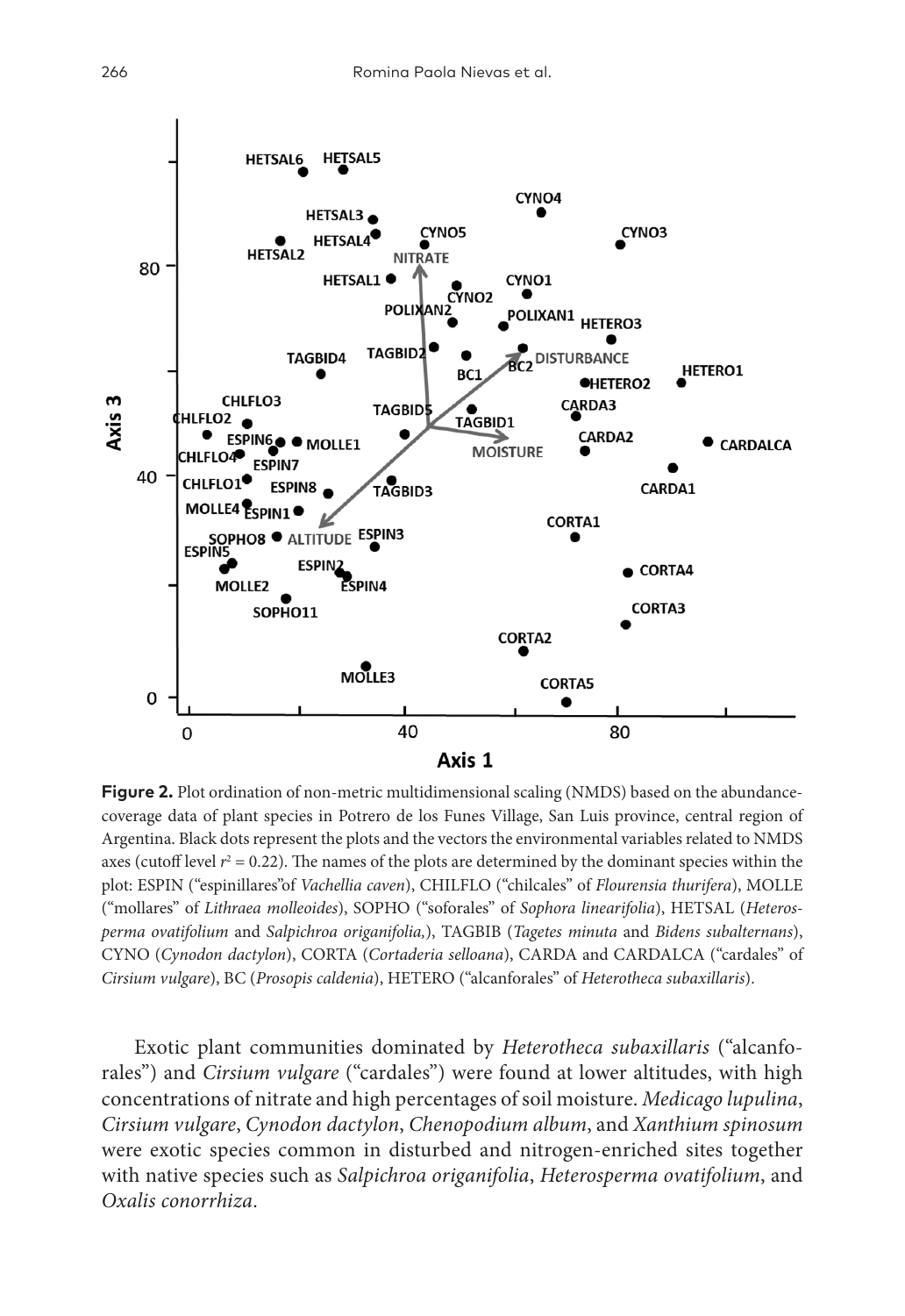**Figure 2.** Plot ordination of non-metric multidimensional scaling (NMDS) based on the abundance-coverage data of plant species in Potrero de los Funes Village, San Luis province, central region of Argentina. Black dots represent the plots and the vectors the environmental variables related to NMDS axes (cutoff level $r^2 = 0.22$). The names of the plots are determined by the dominant species within the plot: ESPIN ("espinillares"of *Vachellia caven*), CHILFLO ("chilcales" of *Flourensia thurifera*), MOLLE ("mollares" of *Lithraea molleoides*), SOPHO ("soforales" of *Sophora linearifolia*), HETSAL (*Heterosperma ovatifolium* and *Salpichroa origanifolia,*), TAGBIB (*Tagetes minuta* and *Bidens subalternans*), CYNO (*Cynodon dactylon*), CORTA (*Cortaderia selloana*), CARDA and CARDALCA ("cardales" of *Cirsium vulgare*), BC (*Prosopis caldenia*), HETERO ("alcanforales" of *Heterotheca subaxillaris*).

Exotic plant communities dominated by *Heterotheca subaxillaris* ("alcanforales") and *Cirsium vulgare* ("cardales") were found at lower altitudes, with high concentrations of nitrate and high percentages of soil moisture. *Medicago lupulina*, *Cirsium vulgare*, *Cynodon dactylon*, *Chenopodium album*, and *Xanthium spinosum* were exotic species common in disturbed and nitrogen-enriched sites together with native species such as *Salpichroa origanifolia*, *Heterosperma ovatifolium*, and *Oxalis conorrhiza*.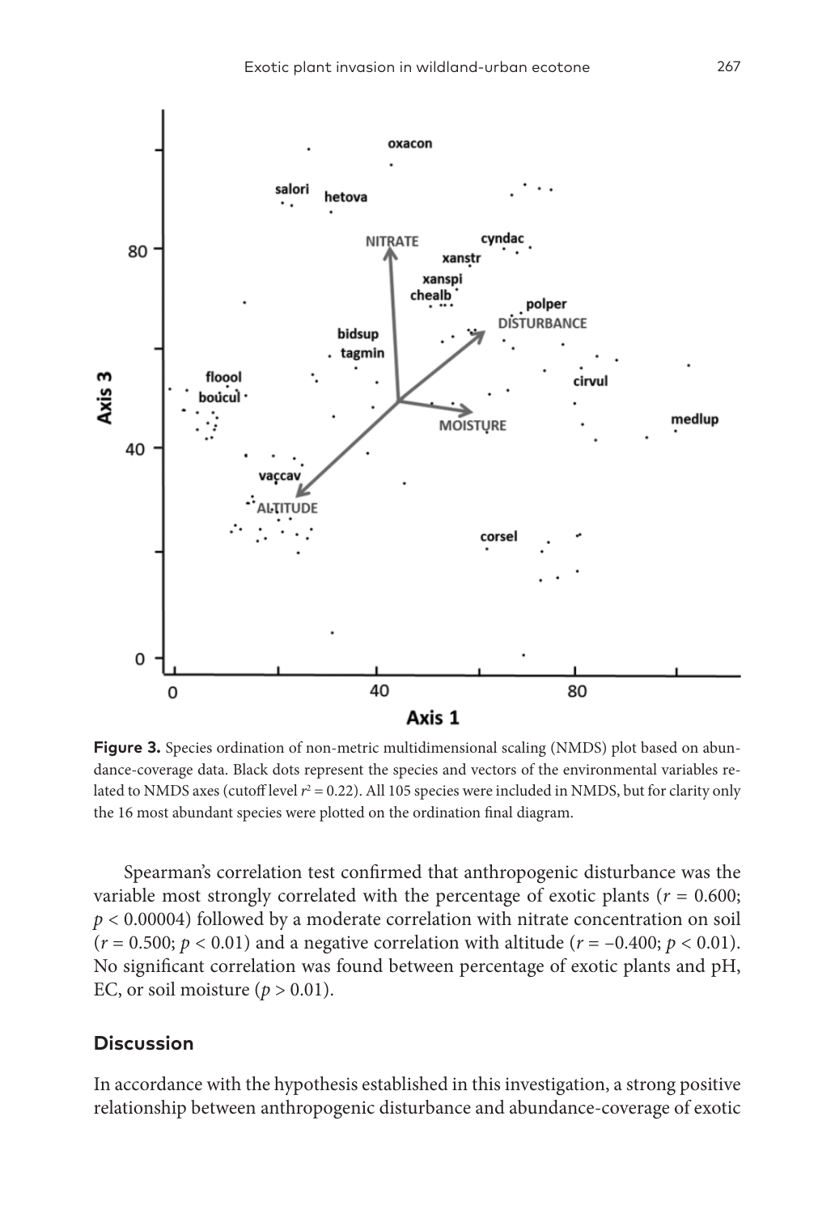**Figure 3.** Species ordination of non-metric multidimensional scaling (NMDS) plot based on abundance-coverage data. Black dots represent the species and vectors of the environmental variables related to NMDS axes (cutoff level $r^2 = 0.22$). All 105 species were included in NMDS, but for clarity only the 16 most abundant species were plotted on the ordination final diagram.

Spearman's correlation test confirmed that anthropogenic disturbance was the variable most strongly correlated with the percentage of exotic plants ($r = 0.600$; $p < 0.00004$) followed by a moderate correlation with nitrate concentration on soil ($r = 0.500$; $p < 0.01$) and a negative correlation with altitude ($r = -0.400$; $p < 0.01$). No significant correlation was found between percentage of exotic plants and pH, EC, or soil moisture ($p > 0.01$).

## Discussion

In accordance with the hypothesis established in this investigation, a strong positive relationship between anthropogenic disturbance and abundance-coverage of exotic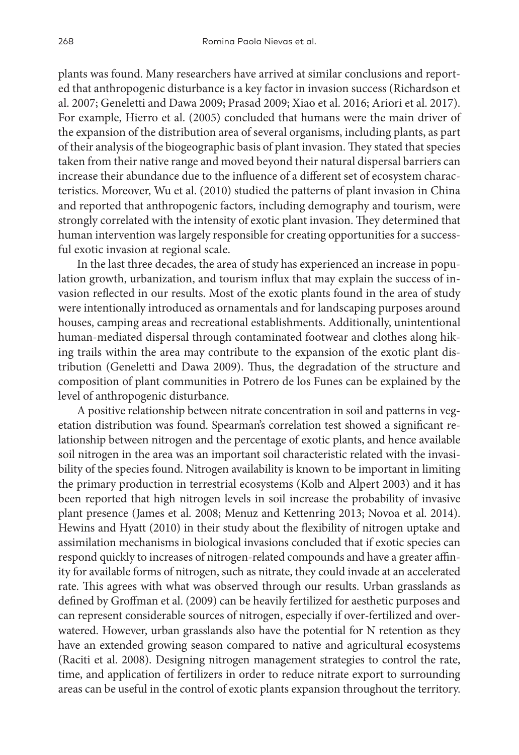plants was found. Many researchers have arrived at similar conclusions and reported that anthropogenic disturbance is a key factor in invasion success (Richardson et al. 2007; Geneletti and Dawa 2009; Prasad 2009; Xiao et al. 2016; Ariori et al. 2017). For example, Hierro et al. (2005) concluded that humans were the main driver of the expansion of the distribution area of several organisms, including plants, as part of their analysis of the biogeographic basis of plant invasion. They stated that species taken from their native range and moved beyond their natural dispersal barriers can increase their abundance due to the influence of a different set of ecosystem characteristics. Moreover, Wu et al. (2010) studied the patterns of plant invasion in China and reported that anthropogenic factors, including demography and tourism, were strongly correlated with the intensity of exotic plant invasion. They determined that human intervention was largely responsible for creating opportunities for a successful exotic invasion at regional scale.

In the last three decades, the area of study has experienced an increase in population growth, urbanization, and tourism influx that may explain the success of invasion reflected in our results. Most of the exotic plants found in the area of study were intentionally introduced as ornamentals and for landscaping purposes around houses, camping areas and recreational establishments. Additionally, unintentional human-mediated dispersal through contaminated footwear and clothes along hiking trails within the area may contribute to the expansion of the exotic plant distribution (Geneletti and Dawa 2009). Thus, the degradation of the structure and composition of plant communities in Potrero de los Funes can be explained by the level of anthropogenic disturbance.

A positive relationship between nitrate concentration in soil and patterns in vegetation distribution was found. Spearman's correlation test showed a significant relationship between nitrogen and the percentage of exotic plants, and hence available soil nitrogen in the area was an important soil characteristic related with the invasibility of the species found. Nitrogen availability is known to be important in limiting the primary production in terrestrial ecosystems (Kolb and Alpert 2003) and it has been reported that high nitrogen levels in soil increase the probability of invasive plant presence (James et al. 2008; Menuz and Kettenring 2013; Novoa et al. 2014). Hewins and Hyatt (2010) in their study about the flexibility of nitrogen uptake and assimilation mechanisms in biological invasions concluded that if exotic species can respond quickly to increases of nitrogen-related compounds and have a greater affinity for available forms of nitrogen, such as nitrate, they could invade at an accelerated rate. This agrees with what was observed through our results. Urban grasslands as defined by Groffman et al. (2009) can be heavily fertilized for aesthetic purposes and can represent considerable sources of nitrogen, especially if over-fertilized and over-watered. However, urban grasslands also have the potential for N retention as they have an extended growing season compared to native and agricultural ecosystems (Raciti et al. 2008). Designing nitrogen management strategies to control the rate, time, and application of fertilizers in order to reduce nitrate export to surrounding areas can be useful in the control of exotic plants expansion throughout the territory.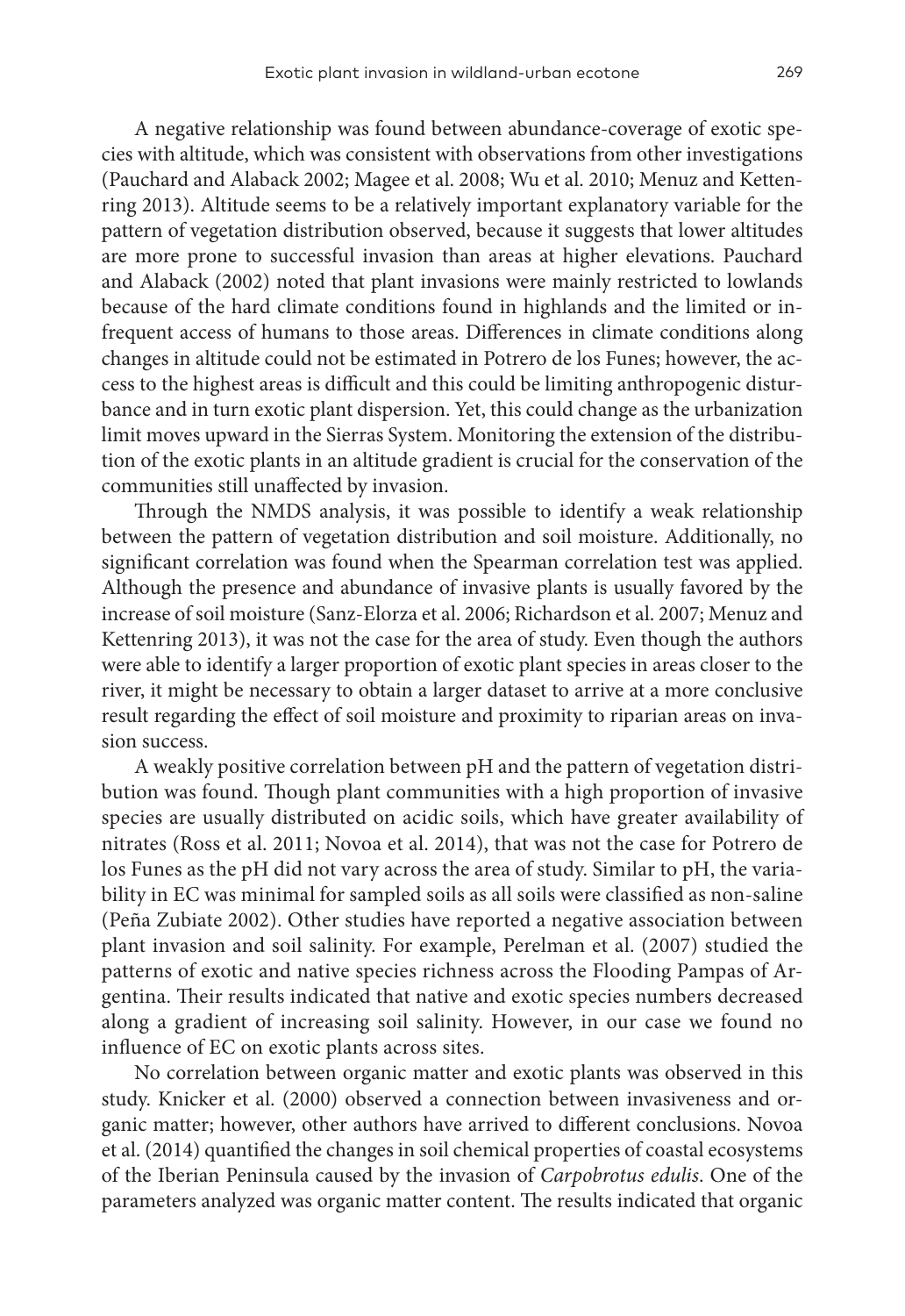A negative relationship was found between abundance-coverage of exotic species with altitude, which was consistent with observations from other investigations (Pauchard and Alaback 2002; Magee et al. 2008; Wu et al. 2010; Menuz and Kettenring 2013). Altitude seems to be a relatively important explanatory variable for the pattern of vegetation distribution observed, because it suggests that lower altitudes are more prone to successful invasion than areas at higher elevations. Pauchard and Alaback (2002) noted that plant invasions were mainly restricted to lowlands because of the hard climate conditions found in highlands and the limited or infrequent access of humans to those areas. Differences in climate conditions along changes in altitude could not be estimated in Potrero de los Funes; however, the access to the highest areas is difficult and this could be limiting anthropogenic disturbance and in turn exotic plant dispersion. Yet, this could change as the urbanization limit moves upward in the Sierras System. Monitoring the extension of the distribution of the exotic plants in an altitude gradient is crucial for the conservation of the communities still unaffected by invasion.

Through the NMDS analysis, it was possible to identify a weak relationship between the pattern of vegetation distribution and soil moisture. Additionally, no significant correlation was found when the Spearman correlation test was applied. Although the presence and abundance of invasive plants is usually favored by the increase of soil moisture (Sanz-Elorza et al. 2006; Richardson et al. 2007; Menuz and Kettenring 2013), it was not the case for the area of study. Even though the authors were able to identify a larger proportion of exotic plant species in areas closer to the river, it might be necessary to obtain a larger dataset to arrive at a more conclusive result regarding the effect of soil moisture and proximity to riparian areas on invasion success.

A weakly positive correlation between pH and the pattern of vegetation distribution was found. Though plant communities with a high proportion of invasive species are usually distributed on acidic soils, which have greater availability of nitrates (Ross et al. 2011; Novoa et al. 2014), that was not the case for Potrero de los Funes as the pH did not vary across the area of study. Similar to pH, the variability in EC was minimal for sampled soils as all soils were classified as non-saline (Peña Zubiate 2002). Other studies have reported a negative association between plant invasion and soil salinity. For example, Perelman et al. (2007) studied the patterns of exotic and native species richness across the Flooding Pampas of Argentina. Their results indicated that native and exotic species numbers decreased along a gradient of increasing soil salinity. However, in our case we found no influence of EC on exotic plants across sites.

No correlation between organic matter and exotic plants was observed in this study. Knicker et al. (2000) observed a connection between invasiveness and organic matter; however, other authors have arrived to different conclusions. Novoa et al. (2014) quantified the changes in soil chemical properties of coastal ecosystems of the Iberian Peninsula caused by the invasion of *Carpobrotus edulis*. One of the parameters analyzed was organic matter content. The results indicated that organic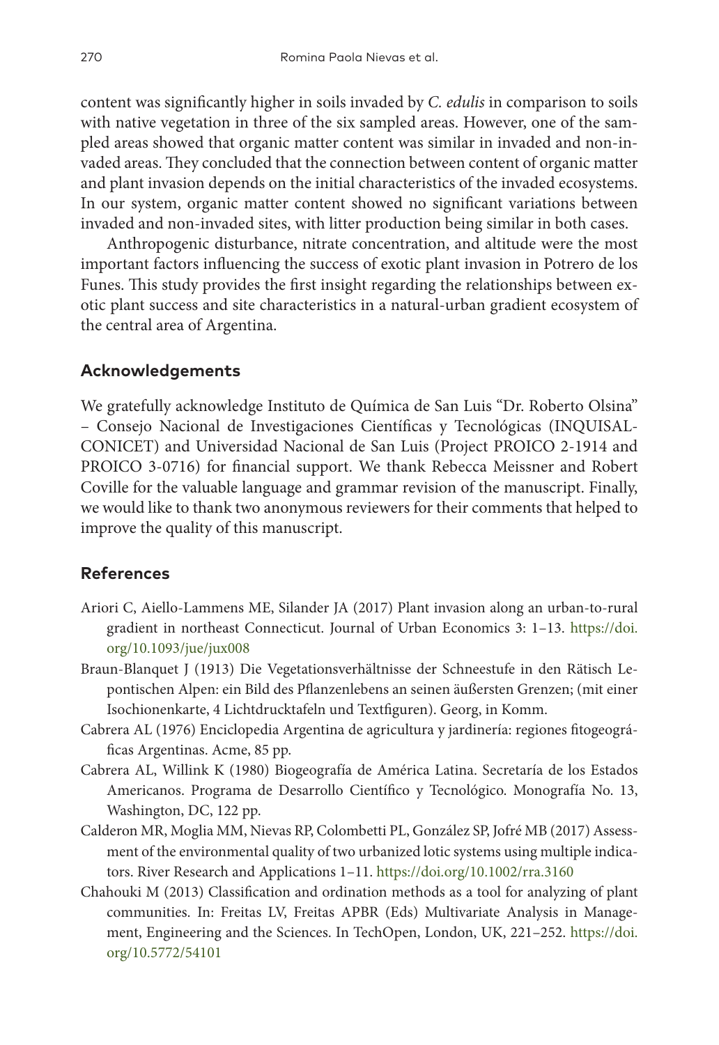content was significantly higher in soils invaded by *C. edulis* in comparison to soils with native vegetation in three of the six sampled areas. However, one of the sampled areas showed that organic matter content was similar in invaded and non-invaded areas. They concluded that the connection between content of organic matter and plant invasion depends on the initial characteristics of the invaded ecosystems. In our system, organic matter content showed no significant variations between invaded and non-invaded sites, with litter production being similar in both cases.

Anthropogenic disturbance, nitrate concentration, and altitude were the most important factors influencing the success of exotic plant invasion in Potrero de los Funes. This study provides the first insight regarding the relationships between exotic plant success and site characteristics in a natural-urban gradient ecosystem of the central area of Argentina.

## Acknowledgements

We gratefully acknowledge Instituto de Química de San Luis "Dr. Roberto Olsina" – Consejo Nacional de Investigaciones Científicas y Tecnológicas (INQUISAL-CONICET) and Universidad Nacional de San Luis (Project PROICO 2-1914 and PROICO 3-0716) for financial support. We thank Rebecca Meissner and Robert Coville for the valuable language and grammar revision of the manuscript. Finally, we would like to thank two anonymous reviewers for their comments that helped to improve the quality of this manuscript.

## References

- Ariori C, Aiello-Lammens ME, Silander JA (2017) Plant invasion along an urban-to-rural gradient in northeast Connecticut. Journal of Urban Economics 3: 1–13. https://doi.org/10.1093/jue/jux008
- Braun-Blanquet J (1913) Die Vegetationsverhältnisse der Schneestufe in den Rätisch Lepontischen Alpen: ein Bild des Pflanzenlebens an seinen äußersten Grenzen; (mit einer Isochionenkarte, 4 Lichtdrucktafeln und Textfiguren). Georg, in Komm.
- Cabrera AL (1976) Enciclopedia Argentina de agricultura y jardinería: regiones fitogeográficas Argentinas. Acme, 85 pp.
- Cabrera AL, Willink K (1980) Biogeografía de América Latina. Secretaría de los Estados Americanos. Programa de Desarrollo Científico y Tecnológico. Monografía No. 13, Washington, DC, 122 pp.
- Calderon MR, Moglia MM, Nievas RP, Colombetti PL, González SP, Jofré MB (2017) Assessment of the environmental quality of two urbanized lotic systems using multiple indicators. River Research and Applications 1–11. https://doi.org/10.1002/rra.3160
- Chahouki M (2013) Classification and ordination methods as a tool for analyzing of plant communities. In: Freitas LV, Freitas APBR (Eds) Multivariate Analysis in Management, Engineering and the Sciences. In TechOpen, London, UK, 221–252. https://doi.org/10.5772/54101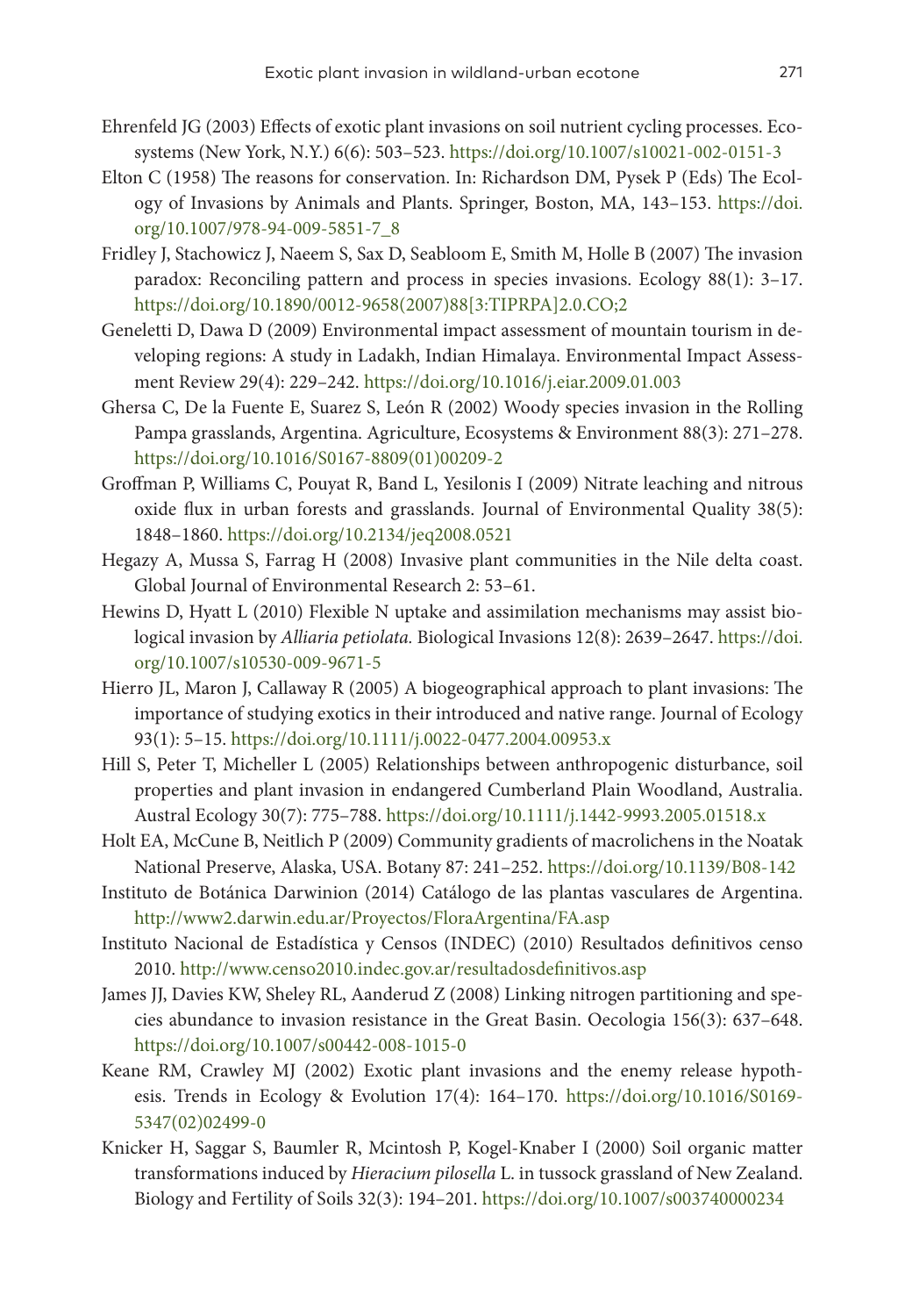Ehrenfeld JG (2003) Effects of exotic plant invasions on soil nutrient cycling processes. Ecosystems (New York, N.Y.) 6(6): 503–523. https://doi.org/10.1007/s10021-002-0151-3

Elton C (1958) The reasons for conservation. In: Richardson DM, Pysek P (Eds) The Ecology of Invasions by Animals and Plants. Springer, Boston, MA, 143–153. https://doi.org/10.1007/978-94-009-5851-7_8

Fridley J, Stachowicz J, Naeem S, Sax D, Seabloom E, Smith M, Holle B (2007) The invasion paradox: Reconciling pattern and process in species invasions. Ecology 88(1): 3–17. https://doi.org/10.1890/0012-9658(2007)88[3:TIPRPA]2.0.CO;2

Geneletti D, Dawa D (2009) Environmental impact assessment of mountain tourism in developing regions: A study in Ladakh, Indian Himalaya. Environmental Impact Assessment Review 29(4): 229–242. https://doi.org/10.1016/j.eiar.2009.01.003

Ghersa C, De la Fuente E, Suarez S, León R (2002) Woody species invasion in the Rolling Pampa grasslands, Argentina. Agriculture, Ecosystems & Environment 88(3): 271–278. https://doi.org/10.1016/S0167-8809(01)00209-2

Groffman P, Williams C, Pouyat R, Band L, Yesilonis I (2009) Nitrate leaching and nitrous oxide flux in urban forests and grasslands. Journal of Environmental Quality 38(5): 1848–1860. https://doi.org/10.2134/jeq2008.0521

Hegazy A, Mussa S, Farrag H (2008) Invasive plant communities in the Nile delta coast. Global Journal of Environmental Research 2: 53–61.

Hewins D, Hyatt L (2010) Flexible N uptake and assimilation mechanisms may assist biological invasion by *Alliaria petiolata.* Biological Invasions 12(8): 2639–2647. https://doi.org/10.1007/s10530-009-9671-5

Hierro JL, Maron J, Callaway R (2005) A biogeographical approach to plant invasions: The importance of studying exotics in their introduced and native range. Journal of Ecology 93(1): 5–15. https://doi.org/10.1111/j.0022-0477.2004.00953.x

Hill S, Peter T, Micheller L (2005) Relationships between anthropogenic disturbance, soil properties and plant invasion in endangered Cumberland Plain Woodland, Australia. Austral Ecology 30(7): 775–788. https://doi.org/10.1111/j.1442-9993.2005.01518.x

Holt EA, McCune B, Neitlich P (2009) Community gradients of macrolichens in the Noatak National Preserve, Alaska, USA. Botany 87: 241–252. https://doi.org/10.1139/B08-142

Instituto de Botánica Darwinion (2014) Catálogo de las plantas vasculares de Argentina. http://www2.darwin.edu.ar/Proyectos/FloraArgentina/FA.asp

Instituto Nacional de Estadística y Censos (INDEC) (2010) Resultados definitivos censo 2010. http://www.censo2010.indec.gov.ar/resultadosdefinitivos.asp

James JJ, Davies KW, Sheley RL, Aanderud Z (2008) Linking nitrogen partitioning and species abundance to invasion resistance in the Great Basin. Oecologia 156(3): 637–648. https://doi.org/10.1007/s00442-008-1015-0

Keane RM, Crawley MJ (2002) Exotic plant invasions and the enemy release hypothesis. Trends in Ecology & Evolution 17(4): 164–170. https://doi.org/10.1016/S0169-5347(02)02499-0

Knicker H, Saggar S, Baumler R, Mcintosh P, Kogel-Knaber I (2000) Soil organic matter transformations induced by *Hieracium pilosella* L. in tussock grassland of New Zealand. Biology and Fertility of Soils 32(3): 194–201. https://doi.org/10.1007/s003740000234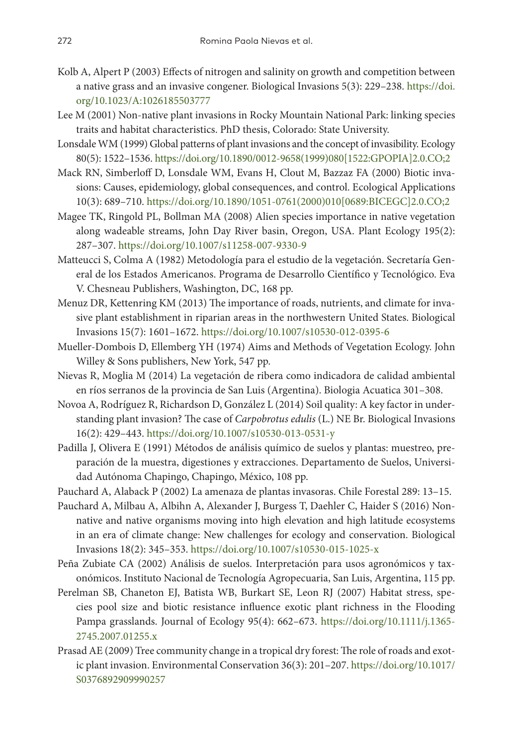Kolb A, Alpert P (2003) Effects of nitrogen and salinity on growth and competition between a native grass and an invasive congener. Biological Invasions 5(3): 229–238. https://doi.org/10.1023/A:1026185503777

Lee M (2001) Non-native plant invasions in Rocky Mountain National Park: linking species traits and habitat characteristics. PhD thesis, Colorado: State University.

Lonsdale WM (1999) Global patterns of plant invasions and the concept of invasibility. Ecology 80(5): 1522–1536. https://doi.org/10.1890/0012-9658(1999)080[1522:GPOPIA]2.0.CO;2

Mack RN, Simberloff D, Lonsdale WM, Evans H, Clout M, Bazzaz FA (2000) Biotic invasions: Causes, epidemiology, global consequences, and control. Ecological Applications 10(3): 689–710. https://doi.org/10.1890/1051-0761(2000)010[0689:BICEGC]2.0.CO;2

Magee TK, Ringold PL, Bollman MA (2008) Alien species importance in native vegetation along wadeable streams, John Day River basin, Oregon, USA. Plant Ecology 195(2): 287–307. https://doi.org/10.1007/s11258-007-9330-9

Matteucci S, Colma A (1982) Metodología para el estudio de la vegetación. Secretaría General de los Estados Americanos. Programa de Desarrollo Científico y Tecnológico. Eva V. Chesneau Publishers, Washington, DC, 168 pp.

Menuz DR, Kettenring KM (2013) The importance of roads, nutrients, and climate for invasive plant establishment in riparian areas in the northwestern United States. Biological Invasions 15(7): 1601–1672. https://doi.org/10.1007/s10530-012-0395-6

Mueller-Dombois D, Ellemberg YH (1974) Aims and Methods of Vegetation Ecology. John Willey & Sons publishers, New York, 547 pp.

Nievas R, Moglia M (2014) La vegetación de ribera como indicadora de calidad ambiental en ríos serranos de la provincia de San Luis (Argentina). Biologia Acuatica 301–308.

Novoa A, Rodríguez R, Richardson D, González L (2014) Soil quality: A key factor in understanding plant invasion? The case of *Carpobrotus edulis* (L.) NE Br. Biological Invasions 16(2): 429–443. https://doi.org/10.1007/s10530-013-0531-y

Padilla J, Olivera E (1991) Métodos de análisis químico de suelos y plantas: muestreo, preparación de la muestra, digestiones y extracciones. Departamento de Suelos, Universidad Autónoma Chapingo, Chapingo, México, 108 pp.

Pauchard A, Alaback P (2002) La amenaza de plantas invasoras. Chile Forestal 289: 13–15.

Pauchard A, Milbau A, Albihn A, Alexander J, Burgess T, Daehler C, Haider S (2016) Non-native and native organisms moving into high elevation and high latitude ecosystems in an era of climate change: New challenges for ecology and conservation. Biological Invasions 18(2): 345–353. https://doi.org/10.1007/s10530-015-1025-x

Peña Zubiate CA (2002) Análisis de suelos. Interpretación para usos agronómicos y taxonómicos. Instituto Nacional de Tecnología Agropecuaria, San Luis, Argentina, 115 pp.

Perelman SB, Chaneton EJ, Batista WB, Burkart SE, Leon RJ (2007) Habitat stress, species pool size and biotic resistance influence exotic plant richness in the Flooding Pampa grasslands. Journal of Ecology 95(4): 662–673. https://doi.org/10.1111/j.1365-2745.2007.01255.x

Prasad AE (2009) Tree community change in a tropical dry forest: The role of roads and exotic plant invasion. Environmental Conservation 36(3): 201–207. https://doi.org/10.1017/S0376892909990257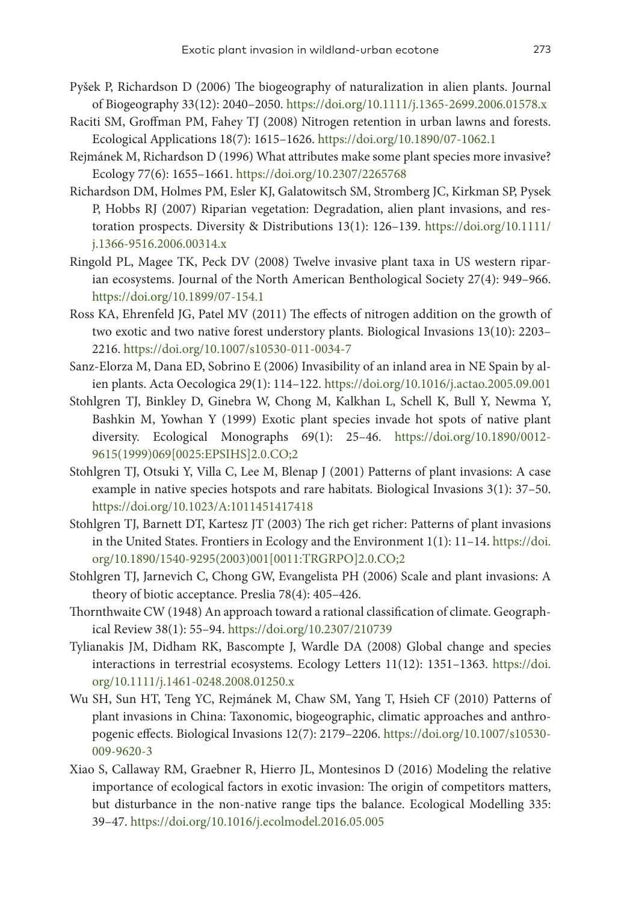Pyšek P, Richardson D (2006) The biogeography of naturalization in alien plants. Journal of Biogeography 33(12): 2040–2050. https://doi.org/10.1111/j.1365-2699.2006.01578.x

Raciti SM, Groffman PM, Fahey TJ (2008) Nitrogen retention in urban lawns and forests. Ecological Applications 18(7): 1615–1626. https://doi.org/10.1890/07-1062.1

Rejmánek M, Richardson D (1996) What attributes make some plant species more invasive? Ecology 77(6): 1655–1661. https://doi.org/10.2307/2265768

Richardson DM, Holmes PM, Esler KJ, Galatowitsch SM, Stromberg JC, Kirkman SP, Pysek P, Hobbs RJ (2007) Riparian vegetation: Degradation, alien plant invasions, and restoration prospects. Diversity & Distributions 13(1): 126–139. https://doi.org/10.1111/j.1366-9516.2006.00314.x

Ringold PL, Magee TK, Peck DV (2008) Twelve invasive plant taxa in US western riparian ecosystems. Journal of the North American Benthological Society 27(4): 949–966. https://doi.org/10.1899/07-154.1

Ross KA, Ehrenfeld JG, Patel MV (2011) The effects of nitrogen addition on the growth of two exotic and two native forest understory plants. Biological Invasions 13(10): 2203–2216. https://doi.org/10.1007/s10530-011-0034-7

Sanz-Elorza M, Dana ED, Sobrino E (2006) Invasibility of an inland area in NE Spain by alien plants. Acta Oecologica 29(1): 114–122. https://doi.org/10.1016/j.actao.2005.09.001

Stohlgren TJ, Binkley D, Ginebra W, Chong M, Kalkhan L, Schell K, Bull Y, Newma Y, Bashkin M, Yowhan Y (1999) Exotic plant species invade hot spots of native plant diversity. Ecological Monographs 69(1): 25–46. https://doi.org/10.1890/0012-9615(1999)069[0025:EPSIHS]2.0.CO;2

Stohlgren TJ, Otsuki Y, Villa C, Lee M, Blenap J (2001) Patterns of plant invasions: A case example in native species hotspots and rare habitats. Biological Invasions 3(1): 37–50. https://doi.org/10.1023/A:1011451417418

Stohlgren TJ, Barnett DT, Kartesz JT (2003) The rich get richer: Patterns of plant invasions in the United States. Frontiers in Ecology and the Environment 1(1): 11–14. https://doi.org/10.1890/1540-9295(2003)001[0011:TRGRPO]2.0.CO;2

Stohlgren TJ, Jarnevich C, Chong GW, Evangelista PH (2006) Scale and plant invasions: A theory of biotic acceptance. Preslia 78(4): 405–426.

Thornthwaite CW (1948) An approach toward a rational classification of climate. Geographical Review 38(1): 55–94. https://doi.org/10.2307/210739

Tylianakis JM, Didham RK, Bascompte J, Wardle DA (2008) Global change and species interactions in terrestrial ecosystems. Ecology Letters 11(12): 1351–1363. https://doi.org/10.1111/j.1461-0248.2008.01250.x

Wu SH, Sun HT, Teng YC, Rejmánek M, Chaw SM, Yang T, Hsieh CF (2010) Patterns of plant invasions in China: Taxonomic, biogeographic, climatic approaches and anthropogenic effects. Biological Invasions 12(7): 2179–2206. https://doi.org/10.1007/s10530-009-9620-3

Xiao S, Callaway RM, Graebner R, Hierro JL, Montesinos D (2016) Modeling the relative importance of ecological factors in exotic invasion: The origin of competitors matters, but disturbance in the non-native range tips the balance. Ecological Modelling 335: 39–47. https://doi.org/10.1016/j.ecolmodel.2016.05.005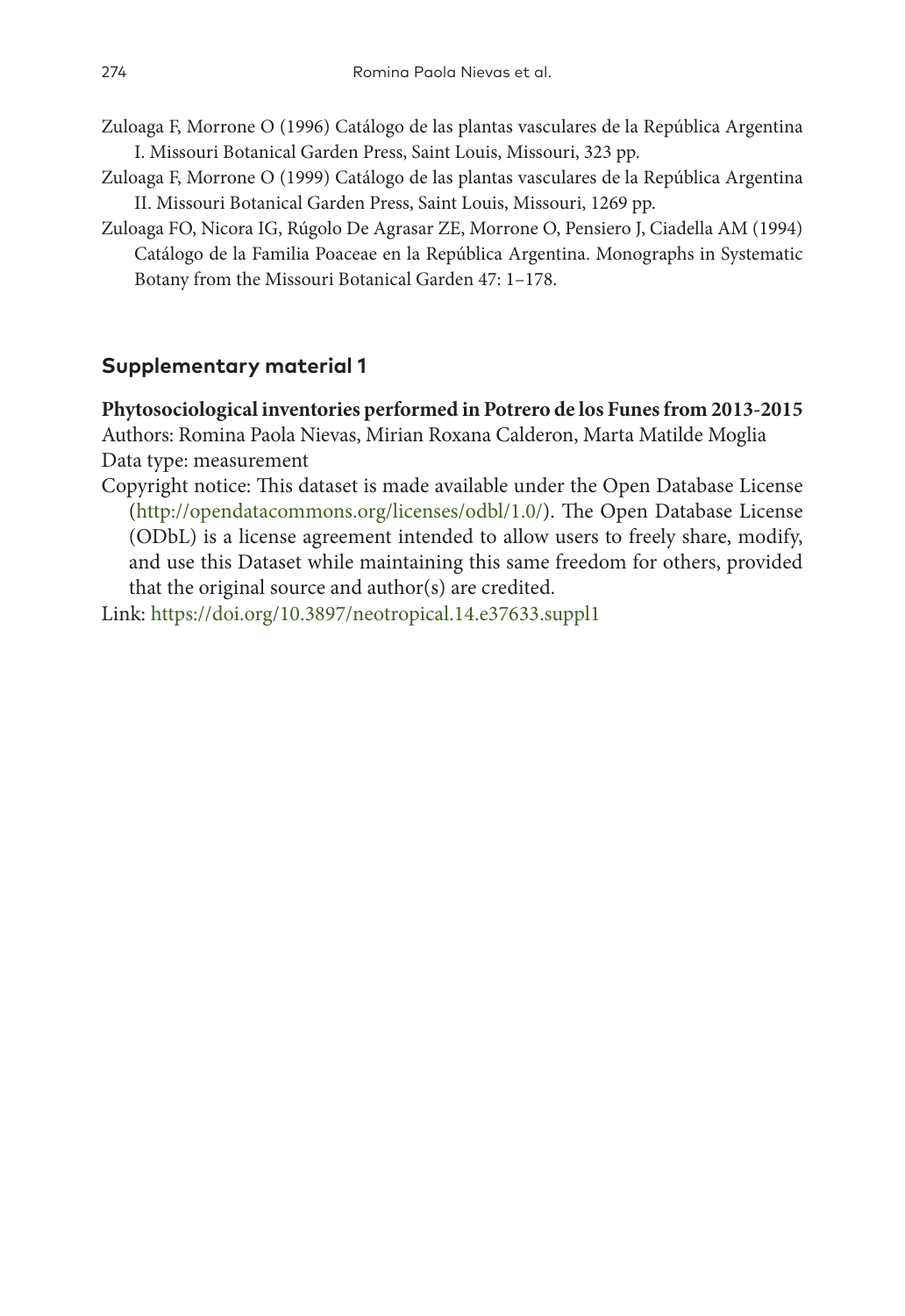Zuloaga F, Morrone O (1996) Catálogo de las plantas vasculares de la República Argentina I. Missouri Botanical Garden Press, Saint Louis, Missouri, 323 pp.

Zuloaga F, Morrone O (1999) Catálogo de las plantas vasculares de la República Argentina II. Missouri Botanical Garden Press, Saint Louis, Missouri, 1269 pp.

Zuloaga FO, Nicora IG, Rúgolo De Agrasar ZE, Morrone O, Pensiero J, Ciadella AM (1994) Catálogo de la Familia Poaceae en la República Argentina. Monographs in Systematic Botany from the Missouri Botanical Garden 47: 1–178.

## Supplementary material 1

**Phytosociological inventories performed in Potrero de los Funes from 2013-2015**

Authors: Romina Paola Nievas, Mirian Roxana Calderon, Marta Matilde Moglia

Data type: measurement

Copyright notice: This dataset is made available under the Open Database License (http://opendatacommons.org/licenses/odbl/1.0/). The Open Database License (ODbL) is a license agreement intended to allow users to freely share, modify, and use this Dataset while maintaining this same freedom for others, provided that the original source and author(s) are credited.

Link: https://doi.org/10.3897/neotropical.14.e37633.suppl1